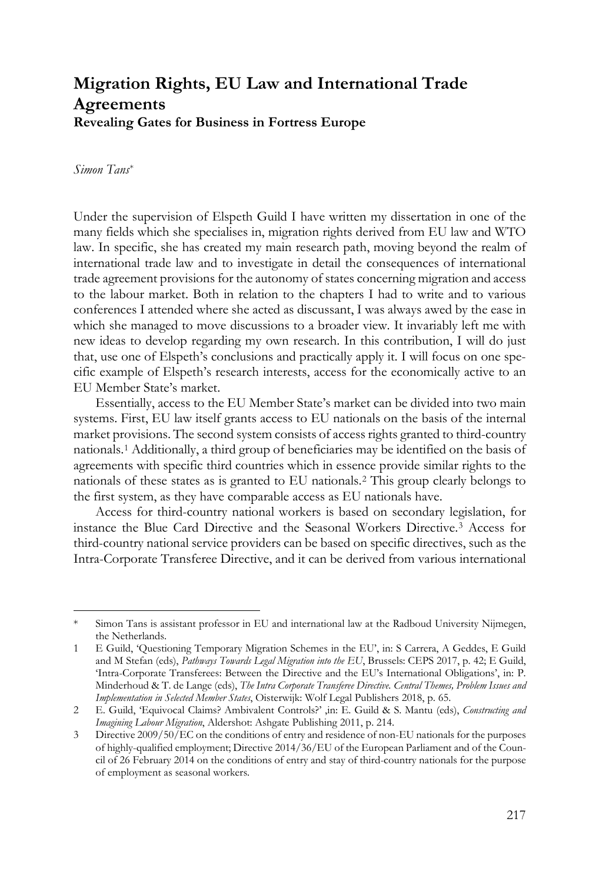# Migration Rights, EU Law and International Trade Agreements

**Revealing Gates for Business in Fortress Europe**

*Simon Tans*[*]

Under the supervision of Elspeth Guild I have written my dissertation in one of the many fields which she specialises in, migration rights derived from EU law and WTO law. In specific, she has created my main research path, moving beyond the realm of international trade law and to investigate in detail the consequences of international trade agreement provisions for the autonomy of states concerning migration and access to the labour market. Both in relation to the chapters I had to write and to various conferences I attended where she acted as discussant, I was always awed by the ease in which she managed to move discussions to a broader view. It invariably left me with new ideas to develop regarding my own research. In this contribution, I will do just that, use one of Elspeth's conclusions and practically apply it. I will focus on one specific example of Elspeth's research interests, access for the economically active to an EU Member State's market.

Essentially, access to the EU Member State's market can be divided into two main systems. First, EU law itself grants access to EU nationals on the basis of the internal market provisions. The second system consists of access rights granted to third-country nationals.[1] Additionally, a third group of beneficiaries may be identified on the basis of agreements with specific third countries which in essence provide similar rights to the nationals of these states as is granted to EU nationals.[2] This group clearly belongs to the first system, as they have comparable access as EU nationals have.

Access for third-country national workers is based on secondary legislation, for instance the Blue Card Directive and the Seasonal Workers Directive.[3] Access for third-country national service providers can be based on specific directives, such as the Intra-Corporate Transferee Directive, and it can be derived from various international

---

\* Simon Tans is assistant professor in EU and international law at the Radboud University Nijmegen, the Netherlands.

1 E Guild, 'Questioning Temporary Migration Schemes in the EU', in: S Carrera, A Geddes, E Guild and M Stefan (eds), *Pathways Towards Legal Migration into the EU*, Brussels: CEPS 2017, p. 42; E Guild, 'Intra-Corporate Transferees: Between the Directive and the EU's International Obligations', in: P. Minderhoud & T. de Lange (eds), *The Intra Corporate Transferee Directive. Central Themes, Problem Issues and Implementation in Selected Member States*, Oisterwijk: Wolf Legal Publishers 2018, p. 65.

2 E. Guild, 'Equivocal Claims? Ambivalent Controls?' ,in: E. Guild & S. Mantu (eds), *Constructing and Imagining Labour Migration*, Aldershot: Ashgate Publishing 2011, p. 214.

3 Directive 2009/50/EC on the conditions of entry and residence of non-EU nationals for the purposes of highly-qualified employment; Directive 2014/36/EU of the European Parliament and of the Council of 26 February 2014 on the conditions of entry and stay of third-country nationals for the purpose of employment as seasonal workers.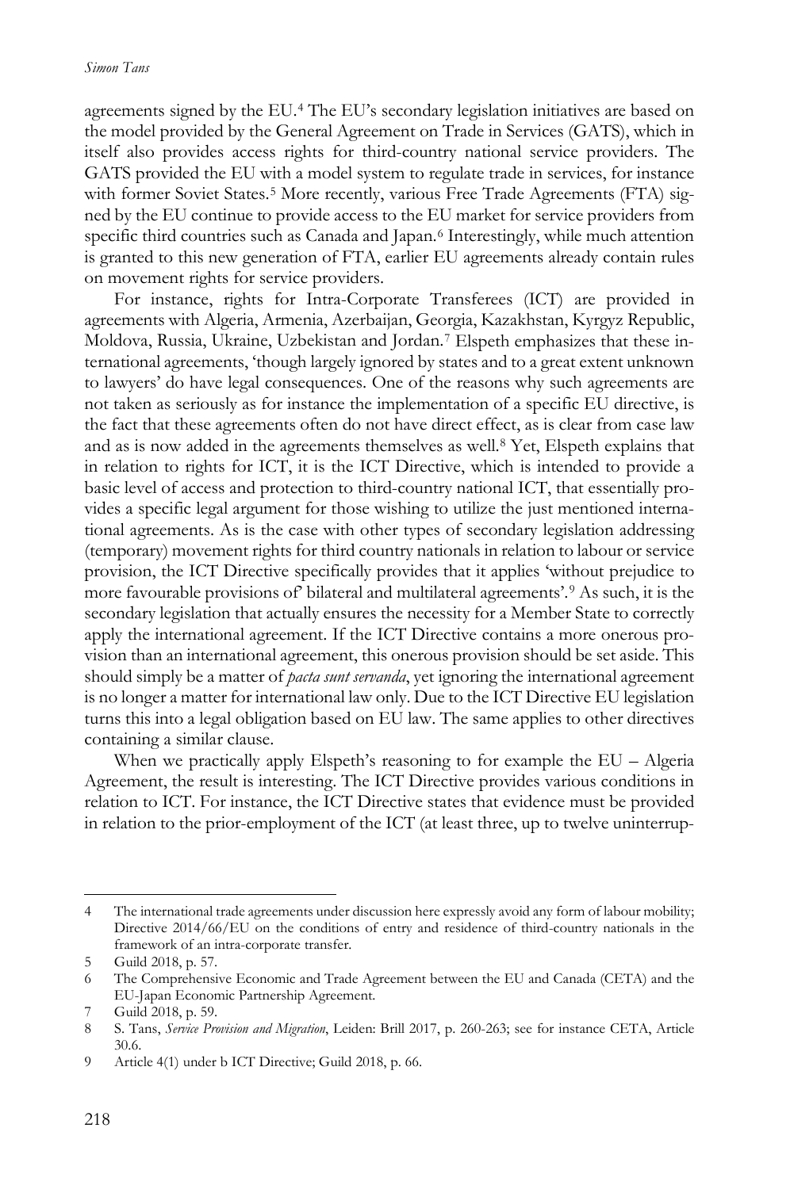agreements signed by the EU.[4] The EU's secondary legislation initiatives are based on the model provided by the General Agreement on Trade in Services (GATS), which in itself also provides access rights for third-country national service providers. The GATS provided the EU with a model system to regulate trade in services, for instance with former Soviet States.[5] More recently, various Free Trade Agreements (FTA) signed by the EU continue to provide access to the EU market for service providers from specific third countries such as Canada and Japan.[6] Interestingly, while much attention is granted to this new generation of FTA, earlier EU agreements already contain rules on movement rights for service providers.

For instance, rights for Intra-Corporate Transferees (ICT) are provided in agreements with Algeria, Armenia, Azerbaijan, Georgia, Kazakhstan, Kyrgyz Republic, Moldova, Russia, Ukraine, Uzbekistan and Jordan.[7] Elspeth emphasizes that these international agreements, 'though largely ignored by states and to a great extent unknown to lawyers' do have legal consequences. One of the reasons why such agreements are not taken as seriously as for instance the implementation of a specific EU directive, is the fact that these agreements often do not have direct effect, as is clear from case law and as is now added in the agreements themselves as well.[8] Yet, Elspeth explains that in relation to rights for ICT, it is the ICT Directive, which is intended to provide a basic level of access and protection to third-country national ICT, that essentially provides a specific legal argument for those wishing to utilize the just mentioned international agreements. As is the case with other types of secondary legislation addressing (temporary) movement rights for third country nationals in relation to labour or service provision, the ICT Directive specifically provides that it applies 'without prejudice to more favourable provisions of' bilateral and multilateral agreements'.[9] As such, it is the secondary legislation that actually ensures the necessity for a Member State to correctly apply the international agreement. If the ICT Directive contains a more onerous provision than an international agreement, this onerous provision should be set aside. This should simply be a matter of *pacta sunt servanda*, yet ignoring the international agreement is no longer a matter for international law only. Due to the ICT Directive EU legislation turns this into a legal obligation based on EU law. The same applies to other directives containing a similar clause.

When we practically apply Elspeth's reasoning to for example the EU – Algeria Agreement, the result is interesting. The ICT Directive provides various conditions in relation to ICT. For instance, the ICT Directive states that evidence must be provided in relation to the prior-employment of the ICT (at least three, up to twelve uninterrup-

---

4 The international trade agreements under discussion here expressly avoid any form of labour mobility; Directive 2014/66/EU on the conditions of entry and residence of third-country nationals in the framework of an intra-corporate transfer.

5 Guild 2018, p. 57.

6 The Comprehensive Economic and Trade Agreement between the EU and Canada (CETA) and the EU-Japan Economic Partnership Agreement.

7 Guild 2018, p. 59.

8 S. Tans, *Service Provision and Migration*, Leiden: Brill 2017, p. 260-263; see for instance CETA, Article 30.6.

9 Article 4(1) under b ICT Directive; Guild 2018, p. 66.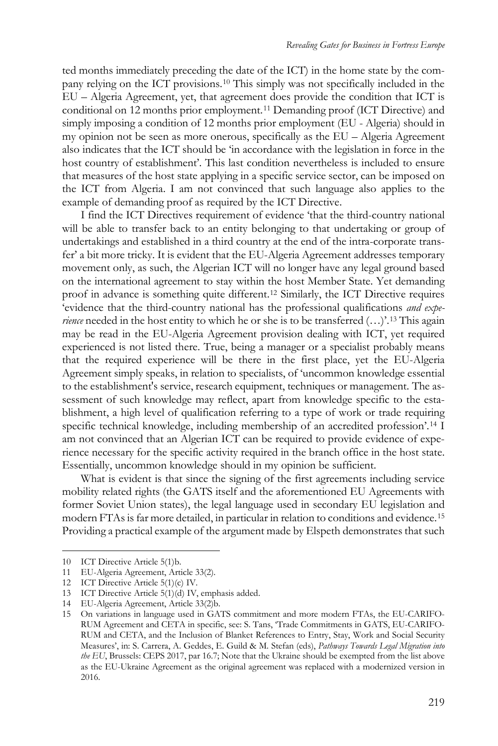ted months immediately preceding the date of the ICT) in the home state by the company relying on the ICT provisions.[10] This simply was not specifically included in the EU – Algeria Agreement, yet, that agreement does provide the condition that ICT is conditional on 12 months prior employment.[11] Demanding proof (ICT Directive) and simply imposing a condition of 12 months prior employment (EU - Algeria) should in my opinion not be seen as more onerous, specifically as the EU – Algeria Agreement also indicates that the ICT should be 'in accordance with the legislation in force in the host country of establishment'. This last condition nevertheless is included to ensure that measures of the host state applying in a specific service sector, can be imposed on the ICT from Algeria. I am not convinced that such language also applies to the example of demanding proof as required by the ICT Directive.

I find the ICT Directives requirement of evidence 'that the third-country national will be able to transfer back to an entity belonging to that undertaking or group of undertakings and established in a third country at the end of the intra-corporate transfer' a bit more tricky. It is evident that the EU-Algeria Agreement addresses temporary movement only, as such, the Algerian ICT will no longer have any legal ground based on the international agreement to stay within the host Member State. Yet demanding proof in advance is something quite different.[12] Similarly, the ICT Directive requires 'evidence that the third-country national has the professional qualifications *and experience* needed in the host entity to which he or she is to be transferred (…)'.[13] This again may be read in the EU-Algeria Agreement provision dealing with ICT, yet required experienced is not listed there. True, being a manager or a specialist probably means that the required experience will be there in the first place, yet the EU-Algeria Agreement simply speaks, in relation to specialists, of 'uncommon knowledge essential to the establishment's service, research equipment, techniques or management. The assessment of such knowledge may reflect, apart from knowledge specific to the establishment, a high level of qualification referring to a type of work or trade requiring specific technical knowledge, including membership of an accredited profession'.[14] I am not convinced that an Algerian ICT can be required to provide evidence of experience necessary for the specific activity required in the branch office in the host state. Essentially, uncommon knowledge should in my opinion be sufficient.

What is evident is that since the signing of the first agreements including service mobility related rights (the GATS itself and the aforementioned EU Agreements with former Soviet Union states), the legal language used in secondary EU legislation and modern FTAs is far more detailed, in particular in relation to conditions and evidence.[15] Providing a practical example of the argument made by Elspeth demonstrates that such

---

10 ICT Directive Article 5(1)b.

11 EU-Algeria Agreement, Article 33(2).

12 ICT Directive Article 5(1)(c) IV.

13 ICT Directive Article 5(1)(d) IV, emphasis added.

14 EU-Algeria Agreement, Article 33(2)b.

15 On variations in language used in GATS commitment and more modern FTAs, the EU-CARIFORUM Agreement and CETA in specific, see: S. Tans, 'Trade Commitments in GATS, EU-CARIFORUM and CETA, and the Inclusion of Blanket References to Entry, Stay, Work and Social Security Measures', in: S. Carrera, A. Geddes, E. Guild & M. Stefan (eds), *Pathways Towards Legal Migration into the EU*, Brussels: CEPS 2017, par 16.7; Note that the Ukraine should be exempted from the list above as the EU-Ukraine Agreement as the original agreement was replaced with a modernized version in 2016.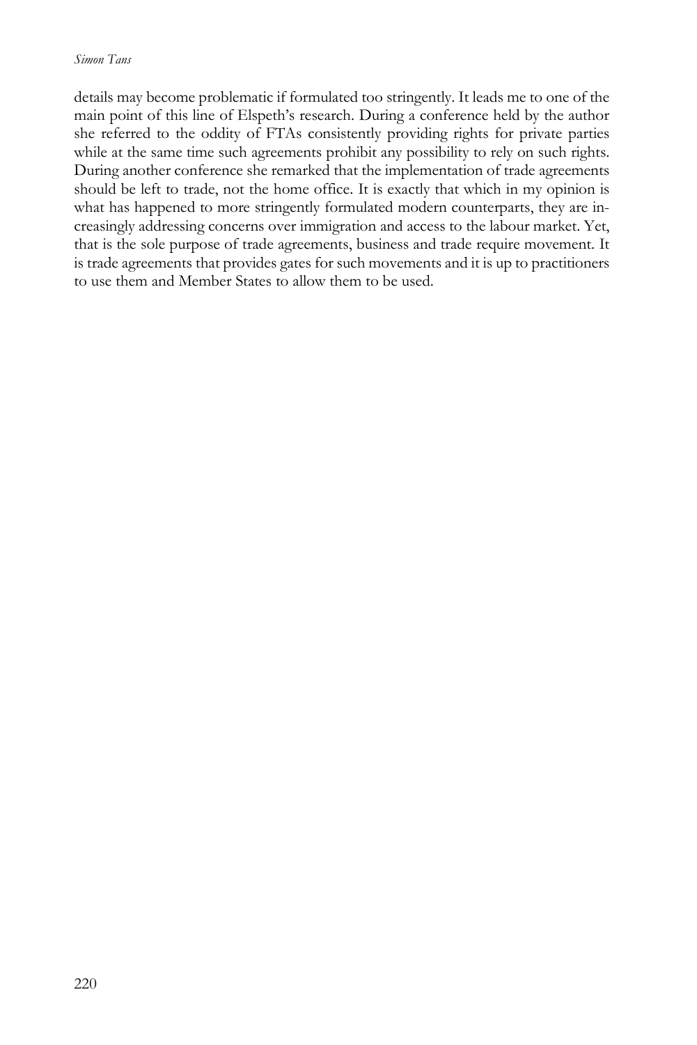details may become problematic if formulated too stringently. It leads me to one of the main point of this line of Elspeth's research. During a conference held by the author she referred to the oddity of FTAs consistently providing rights for private parties while at the same time such agreements prohibit any possibility to rely on such rights. During another conference she remarked that the implementation of trade agreements should be left to trade, not the home office. It is exactly that which in my opinion is what has happened to more stringently formulated modern counterparts, they are increasingly addressing concerns over immigration and access to the labour market. Yet, that is the sole purpose of trade agreements, business and trade require movement. It is trade agreements that provides gates for such movements and it is up to practitioners to use them and Member States to allow them to be used.